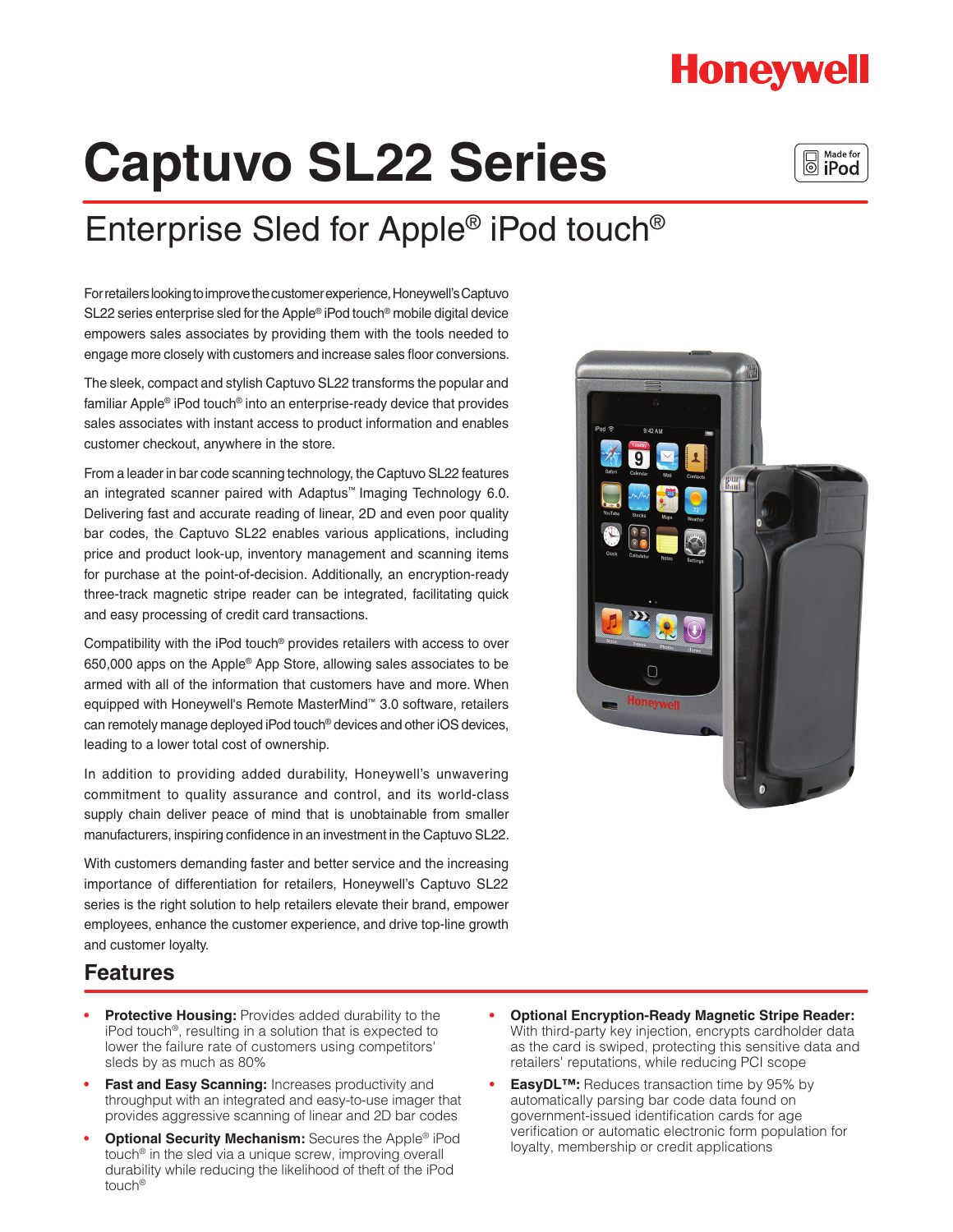Honeywell

# Captuvo SL22 Series

Made for iPod

## Enterprise Sled for Apple® iPod touch®

For retailers looking to improve the customer experience, Honeywell's Captuvo SL22 series enterprise sled for the Apple® iPod touch® mobile digital device empowers sales associates by providing them with the tools needed to engage more closely with customers and increase sales floor conversions.

The sleek, compact and stylish Captuvo SL22 transforms the popular and familiar Apple® iPod touch® into an enterprise-ready device that provides sales associates with instant access to product information and enables customer checkout, anywhere in the store.

From a leader in bar code scanning technology, the Captuvo SL22 features an integrated scanner paired with Adaptus™ Imaging Technology 6.0. Delivering fast and accurate reading of linear, 2D and even poor quality bar codes, the Captuvo SL22 enables various applications, including price and product look-up, inventory management and scanning items for purchase at the point-of-decision. Additionally, an encryption-ready three-track magnetic stripe reader can be integrated, facilitating quick and easy processing of credit card transactions.

Compatibility with the iPod touch® provides retailers with access to over 650,000 apps on the Apple® App Store, allowing sales associates to be armed with all of the information that customers have and more. When equipped with Honeywell's Remote MasterMind™ 3.0 software, retailers can remotely manage deployed iPod touch® devices and other iOS devices, leading to a lower total cost of ownership.

In addition to providing added durability, Honeywell's unwavering commitment to quality assurance and control, and its world-class supply chain deliver peace of mind that is unobtainable from smaller manufacturers, inspiring confidence in an investment in the Captuvo SL22.

With customers demanding faster and better service and the increasing importance of differentiation for retailers, Honeywell's Captuvo SL22 series is the right solution to help retailers elevate their brand, empower employees, enhance the customer experience, and drive top-line growth and customer loyalty.

## Features

- **Protective Housing:** Provides added durability to the iPod touch®, resulting in a solution that is expected to lower the failure rate of customers using competitors' sleds by as much as 80%
- **Fast and Easy Scanning:** Increases productivity and throughput with an integrated and easy-to-use imager that provides aggressive scanning of linear and 2D bar codes
- **Optional Security Mechanism:** Secures the Apple® iPod touch® in the sled via a unique screw, improving overall durability while reducing the likelihood of theft of the iPod touch®
- **Optional Encryption-Ready Magnetic Stripe Reader:** With third-party key injection, encrypts cardholder data as the card is swiped, protecting this sensitive data and retailers' reputations, while reducing PCI scope
- **EasyDL™:** Reduces transaction time by 95% by automatically parsing bar code data found on government-issued identification cards for age verification or automatic electronic form population for loyalty, membership or credit applications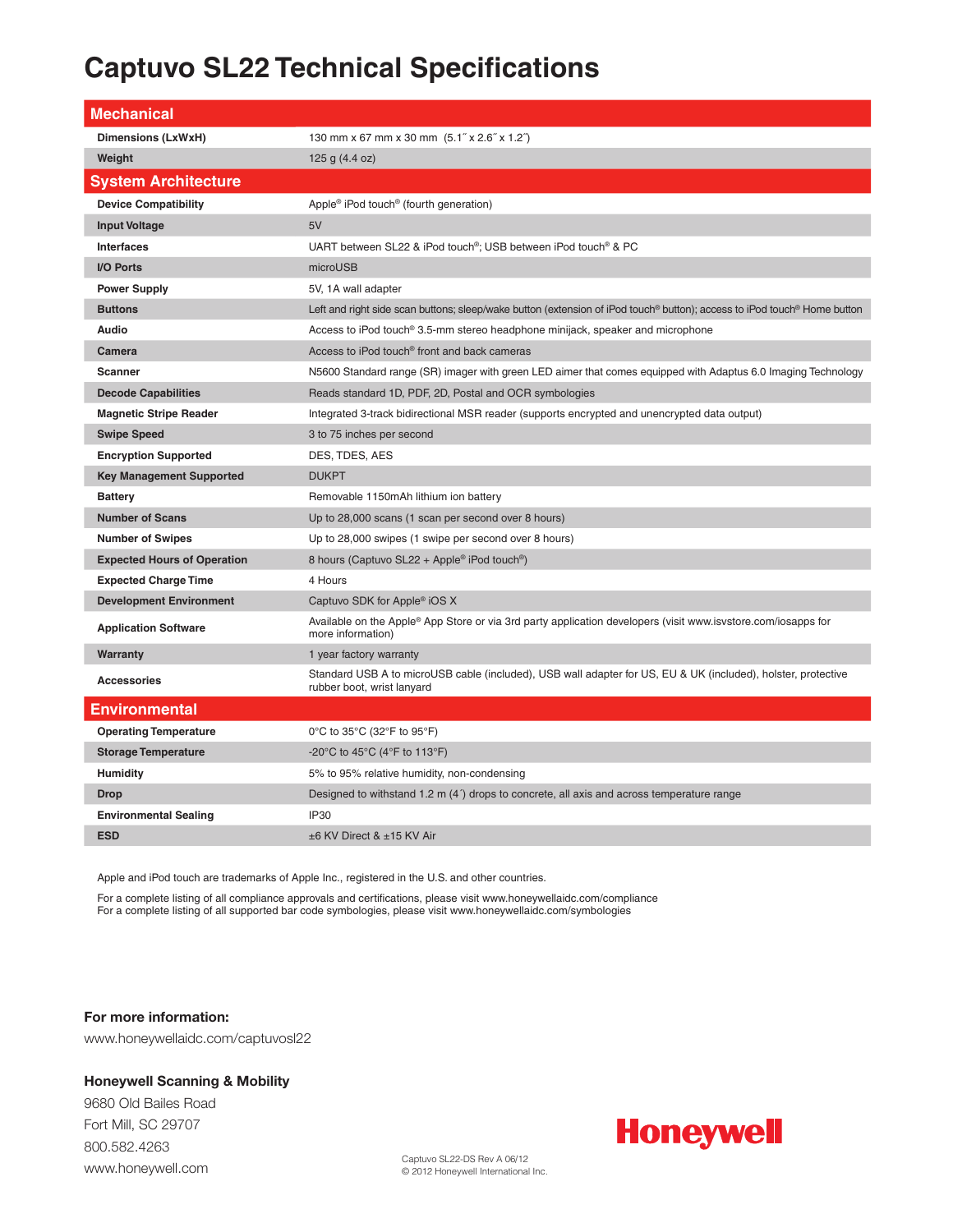# Captuvo SL22 Technical Specifications

| | |
|---|---|
| **Mechanical** | |
| **Dimensions (LxWxH)** | 130 mm x 67 mm x 30 mm (5.1˝ x 2.6˝ x 1.2˝) |
| **Weight** | 125 g (4.4 oz) |
| **System Architecture** | |
| **Device Compatibility** | Apple® iPod touch® (fourth generation) |
| **Input Voltage** | 5V |
| **Interfaces** | UART between SL22 & iPod touch®; USB between iPod touch® & PC |
| **I/O Ports** | microUSB |
| **Power Supply** | 5V, 1A wall adapter |
| **Buttons** | Left and right side scan buttons; sleep/wake button (extension of iPod touch® button); access to iPod touch® Home button |
| **Audio** | Access to iPod touch® 3.5-mm stereo headphone minijack, speaker and microphone |
| **Camera** | Access to iPod touch® front and back cameras |
| **Scanner** | N5600 Standard range (SR) imager with green LED aimer that comes equipped with Adaptus 6.0 Imaging Technology |
| **Decode Capabilities** | Reads standard 1D, PDF, 2D, Postal and OCR symbologies |
| **Magnetic Stripe Reader** | Integrated 3-track bidirectional MSR reader (supports encrypted and unencrypted data output) |
| **Swipe Speed** | 3 to 75 inches per second |
| **Encryption Supported** | DES, TDES, AES |
| **Key Management Supported** | DUKPT |
| **Battery** | Removable 1150mAh lithium ion battery |
| **Number of Scans** | Up to 28,000 scans (1 scan per second over 8 hours) |
| **Number of Swipes** | Up to 28,000 swipes (1 swipe per second over 8 hours) |
| **Expected Hours of Operation** | 8 hours (Captuvo SL22 + Apple® iPod touch®) |
| **Expected Charge Time** | 4 Hours |
| **Development Environment** | Captuvo SDK for Apple® iOS X |
| **Application Software** | Available on the Apple® App Store or via 3rd party application developers (visit www.isvstore.com/iosapps for more information) |
| **Warranty** | 1 year factory warranty |
| **Accessories** | Standard USB A to microUSB cable (included), USB wall adapter for US, EU & UK (included), holster, protective rubber boot, wrist lanyard |
| **Environmental** | |
| **Operating Temperature** | 0°C to 35°C (32°F to 95°F) |
| **Storage Temperature** | -20°C to 45°C (4°F to 113°F) |
| **Humidity** | 5% to 95% relative humidity, non-condensing |
| **Drop** | Designed to withstand 1.2 m (4´) drops to concrete, all axis and across temperature range |
| **Environmental Sealing** | IP30 |
| **ESD** | ±6 KV Direct & ±15 KV Air |

Apple and iPod touch are trademarks of Apple Inc., registered in the U.S. and other countries.

For a complete listing of all compliance approvals and certifications, please visit www.honeywellaidc.com/compliance
For a complete listing of all supported bar code symbologies, please visit www.honeywellaidc.com/symbologies

**For more information:**

www.honeywellaidc.com/captuvosl22

**Honeywell Scanning & Mobility**

9680 Old Bailes Road
Fort Mill, SC 29707
800.582.4263
www.honeywell.com

Captuvo SL22-DS Rev A 06/12
© 2012 Honeywell International Inc.

Honeywell